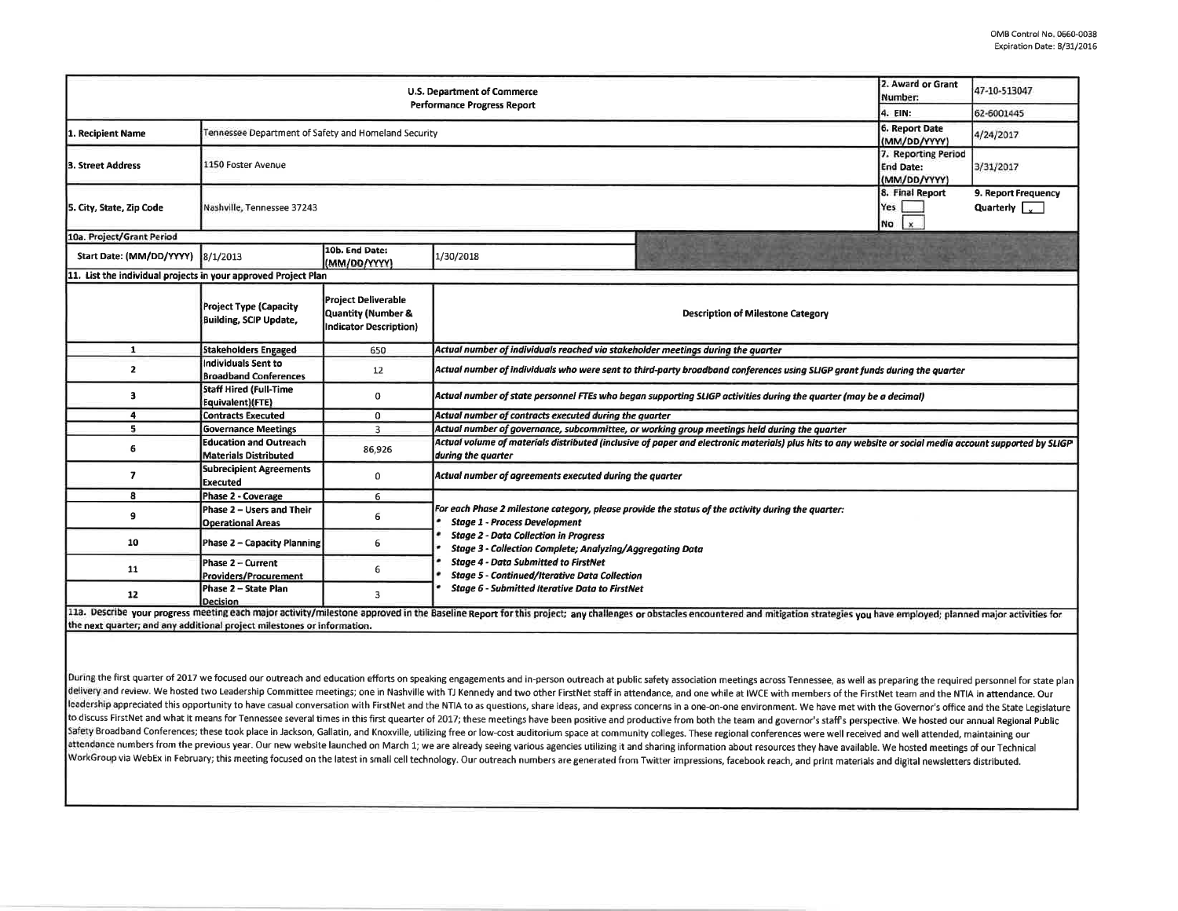OMB Control No. 0660-0038
Expiration Date: 8/31/2016

| U.S. Department of Commerce Performance Progress Report | | | 2. Award or Grant Number: | 47-10-513047 |
|---|---|---|---|---|
| | | | 4. EIN: | 62-6001445 |
| 1. Recipient Name | Tennessee Department of Safety and Homeland Security | | 6. Report Date (MM/DD/YYYY) | 4/24/2017 |
| 3. Street Address | 1150 Foster Avenue | | 7. Reporting Period End Date: (MM/DD/YYYY) | 3/31/2017 |
| 5. City, State, Zip Code | Nashville, Tennessee 37243 | | 8. Final Report Yes [ ] No [x] | 9. Report Frequency Quarterly [x] |
| 10a. Project/Grant Period | | | | |
| Start Date: (MM/DD/YYYY) | 8/1/2013 | 10b. End Date: (MM/DD/YYYY) | 1/30/2018 | |

**11. List the individual projects in your approved Project Plan**

| | Project Type (Capacity Building, SCIP Update, | Project Deliverable Quantity (Number & Indicator Description) | Description of Milestone Category |
|---|---|---|---|
| 1 | Stakeholders Engaged | 650 | *Actual number of individuals reached via stakeholder meetings during the quarter* |
| 2 | Individuals Sent to Broadband Conferences | 12 | *Actual number of individuals who were sent to third-party broadband conferences using SLIGP grant funds during the quarter* |
| 3 | Staff Hired (Full-Time Equivalent)(FTE) | 0 | *Actual number of state personnel FTEs who began supporting SLIGP activities during the quarter (may be a decimal)* |
| 4 | Contracts Executed | 0 | *Actual number of contracts executed during the quarter* |
| 5 | Governance Meetings | 3 | *Actual number of governance, subcommittee, or working group meetings held during the quarter* |
| 6 | Education and Outreach Materials Distributed | 86,926 | *Actual volume of materials distributed (inclusive of paper and electronic materials) plus hits to any website or social media account supported by SLIGP during the quarter* |
| 7 | Subrecipient Agreements Executed | 0 | *Actual number of agreements executed during the quarter* |
| 8 | Phase 2 - Coverage | 6 | *For each Phase 2 milestone category, please provide the status of the activity during the quarter:* <br>• *Stage 1 - Process Development* <br>• *Stage 2 - Data Collection in Progress* <br>• *Stage 3 - Collection Complete; Analyzing/Aggregating Data* <br>• *Stage 4 - Data Submitted to FirstNet* <br>• *Stage 5 - Continued/Iterative Data Collection* <br>• *Stage 6 - Submitted Iterative Data to FirstNet* |
| 9 | Phase 2 – Users and Their Operational Areas | 6 | |
| 10 | Phase 2 – Capacity Planning | 6 | |
| 11 | Phase 2 – Current Providers/Procurement | 6 | |
| 12 | Phase 2 – State Plan Decision | 3 | |

11a. Describe your progress meeting each major activity/milestone approved in the Baseline Report for this project; any challenges or obstacles encountered and mitigation strategies you have employed; planned major activities for the next quarter; and any additional project milestones or information.

During the first quarter of 2017 we focused our outreach and education efforts on speaking engagements and in-person outreach at public safety association meetings across Tennessee, as well as preparing the required personnel for state plan delivery and review. We hosted two Leadership Committee meetings; one in Nashville with TJ Kennedy and two other FirstNet staff in attendance, and one while at IWCE with members of the FirstNet team and the NTIA in attendance. Our leadership appreciated this opportunity to have casual conversation with FirstNet and the NTIA to as questions, share ideas, and express concerns in a one-on-one environment. We have met with the Governor's office and the State Legislature to discuss FirstNet and what it means for Tennessee several times in this first quearter of 2017; these meetings have been positive and productive from both the team and governor's staff's perspective. We hosted our annual Regional Public Safety Broadband Conferences; these took place in Jackson, Gallatin, and Knoxville, utilizing free or low-cost auditorium space at community colleges. These regional conferences were well received and well attended, maintaining our attendance numbers from the previous year. Our new website launched on March 1; we are already seeing various agencies utilizing it and sharing information about resources they have available. We hosted meetings of our Technical WorkGroup via WebEx in February; this meeting focused on the latest in small cell technology. Our outreach numbers are generated from Twitter impressions, facebook reach, and print materials and digital newsletters distributed.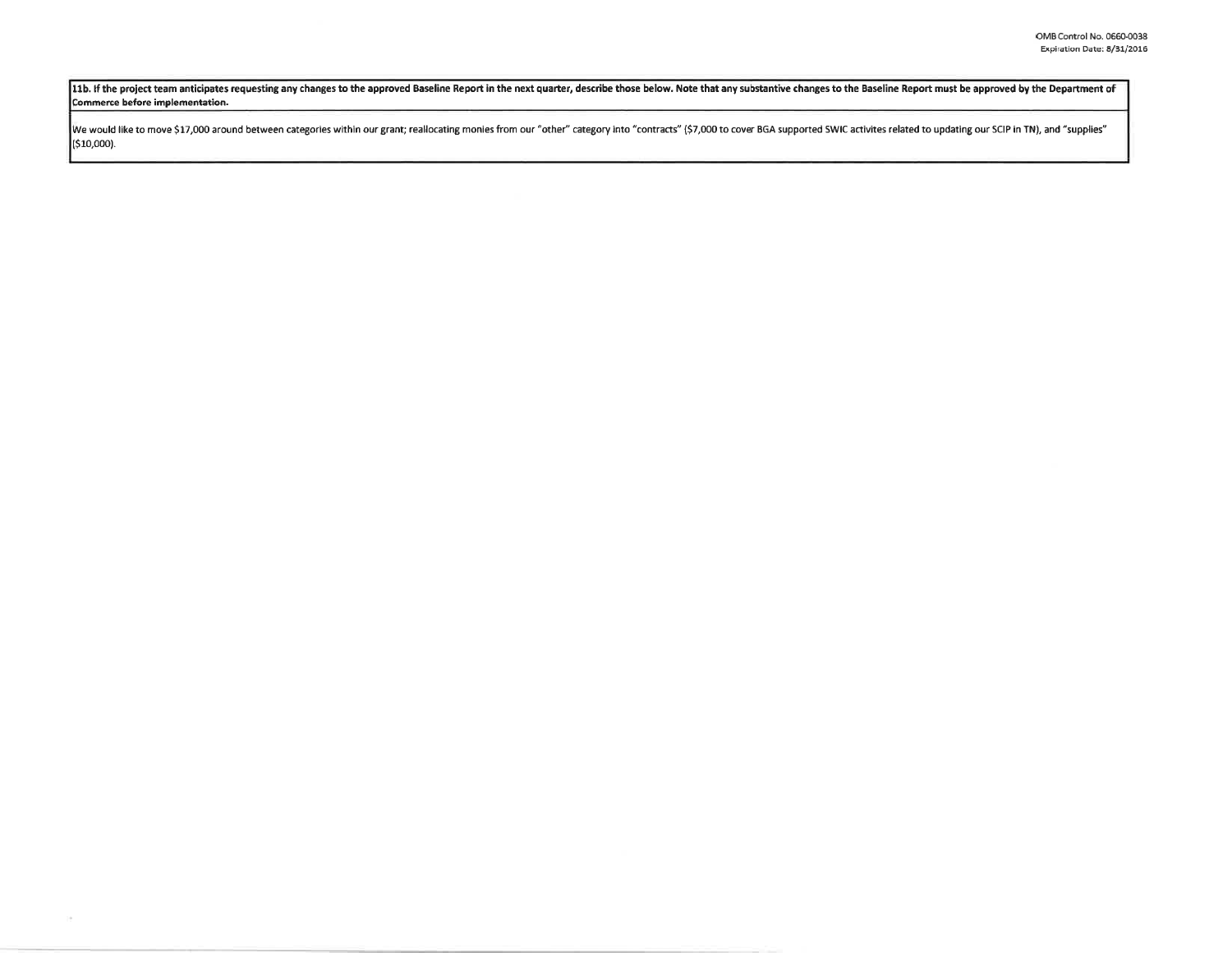**11b. If the project team anticipates requesting any changes to the approved Baseline Report in the next quarter, describe those below. Note that any substantive changes to the Baseline Report must be approved by the Department of Commerce before implementation.**

We would like to move $17,000 around between categories within our grant; reallocating monies from our "other" category into "contracts" ($7,000 to cover BGA supported SWIC activites related to updating our SCIP in TN), and "supplies" ($10,000).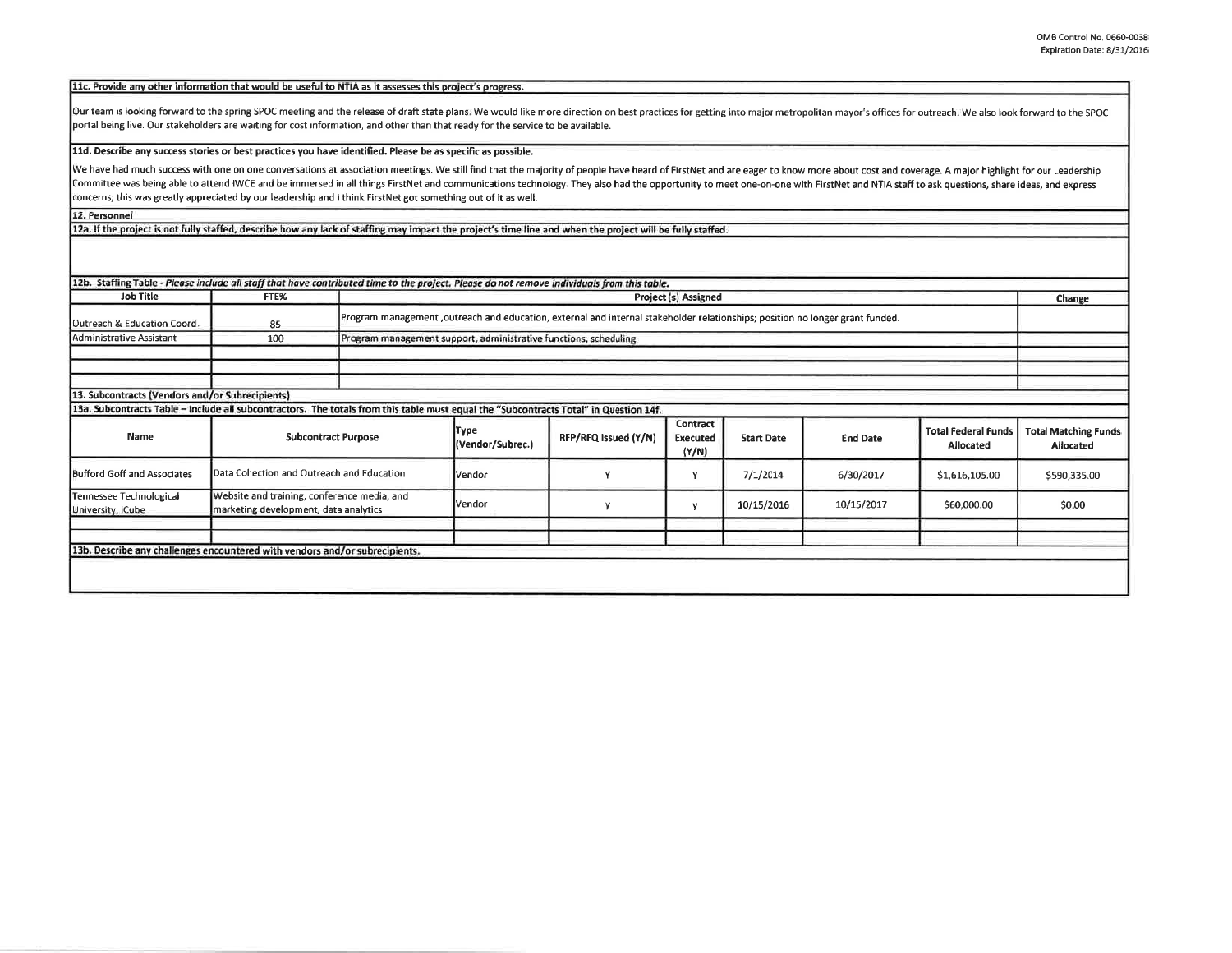**11c. Provide any other information that would be useful to NTIA as it assesses this project's progress.**

Our team is looking forward to the spring SPOC meeting and the release of draft state plans. We would like more direction on best practices for getting into major metropolitan mayor's offices for outreach. We also look forward to the SPOC portal being live. Our stakeholders are waiting for cost information, and other than that ready for the service to be available.

**11d. Describe any success stories or best practices you have identified. Please be as specific as possible.**

We have had much success with one on one conversations at association meetings. We still find that the majority of people have heard of FirstNet and are eager to know more about cost and coverage. A major highlight for our Leadership Committee was being able to attend IWCE and be immersed in all things FirstNet and communications technology. They also had the opportunity to meet one-on-one with FirstNet and NTIA staff to ask questions, share ideas, and express concerns; this was greatly appreciated by our leadership and I think FirstNet got something out of it as well.

**12. Personnel**

**12a. If the project is not fully staffed, describe how any lack of staffing may impact the project's time line and when the project will be fully staffed.**

**12b. Staffing Table** - *Please include all staff that have contributed time to the project. Please do not remove individuals from this table.*

| Job Title | FTE% | Project (s) Assigned | Change |
|---|---|---|---|
| Outreach & Education Coord. | 85 | Program management ,outreach and education, external and internal stakeholder relationships; position no longer grant funded. | |
| Administrative Assistant | 100 | Program management support, administrative functions, scheduling | |
| | | | |
| | | | |
| | | | |

**13. Subcontracts (Vendors and/or Subrecipients)**

**13a. Subcontracts Table – Include all subcontractors. The totals from this table must equal the "Subcontracts Total" in Question 14f.**

| Name | Subcontract Purpose | Type (Vendor/Subrec.) | RFP/RFQ Issued (Y/N) | Contract Executed (Y/N) | Start Date | End Date | Total Federal Funds Allocated | Total Matching Funds Allocated |
|---|---|---|---|---|---|---|---|---|
| Bufford Goff and Associates | Data Collection and Outreach and Education | Vendor | Y | Y | 7/1/2014 | 6/30/2017 | $1,616,105.00 | $590,335.00 |
| Tennessee Technological University, iCube | Website and training, conference media, and marketing development, data analytics | Vendor | y | y | 10/15/2016 | 10/15/2017 | $60,000.00 | $0.00 |
| | | | | | | | | |
| | | | | | | | | |

**13b. Describe any challenges encountered with vendors and/or subrecipients.**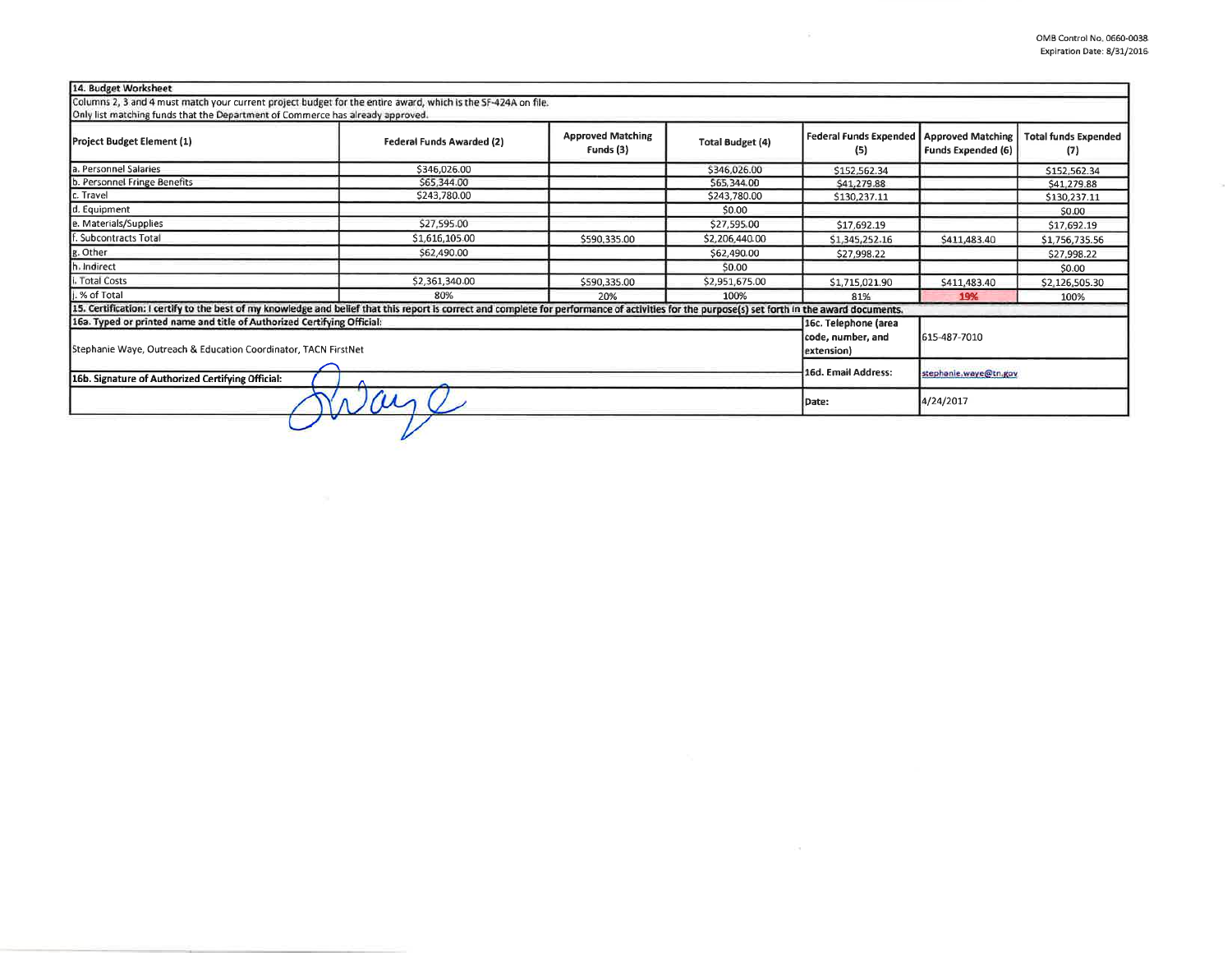OMB Control No. 0660-0038
Expiration Date: 8/31/2016

**14. Budget Worksheet**

Columns 2, 3 and 4 must match your current project budget for the entire award, which is the SF-424A on file.
Only list matching funds that the Department of Commerce has already approved.

| Project Budget Element (1) | Federal Funds Awarded (2) | Approved Matching Funds (3) | Total Budget (4) | Federal Funds Expended (5) | Approved Matching Funds Expended (6) | Total funds Expended (7) |
|---|---|---|---|---|---|---|
| a. Personnel Salaries | $346,026.00 | | $346,026.00 | $152,562.34 | | $152,562.34 |
| b. Personnel Fringe Benefits | $65,344.00 | | $65,344.00 | $41,279.88 | | $41,279.88 |
| c. Travel | $243,780.00 | | $243,780.00 | $130,237.11 | | $130,237.11 |
| d. Equipment | | | $0.00 | | | $0.00 |
| e. Materials/Supplies | $27,595.00 | | $27,595.00 | $17,692.19 | | $17,692.19 |
| f. Subcontracts Total | $1,616,105.00 | $590,335.00 | $2,206,440.00 | $1,345,252.16 | $411,483.40 | $1,756,735.56 |
| g. Other | $62,490.00 | | $62,490.00 | $27,998.22 | | $27,998.22 |
| h. Indirect | | | $0.00 | | | $0.00 |
| i. Total Costs | $2,361,340.00 | $590,335.00 | $2,951,675.00 | $1,715,021.90 | $411,483.40 | $2,126,505.30 |
| j. % of Total | 80% | 20% | 100% | 81% | 19% | 100% |

**15. Certification: I certify to the best of my knowledge and belief that this report is correct and complete for performance of activities for the purpose(s) set forth in the award documents.**

| | | |
|---|---|---|
| **16a. Typed or printed name and title of Authorized Certifying Official:** Stephanie Waye, Outreach & Education Coordinator, TACN FirstNet | 16c. Telephone (area code, number, and extension) | 615-487-7010 |
| **16b. Signature of Authorized Certifying Official:** SWaye | 16d. Email Address: | stephanie.waye@tn.gov |
| | Date: | 4/24/2017 |